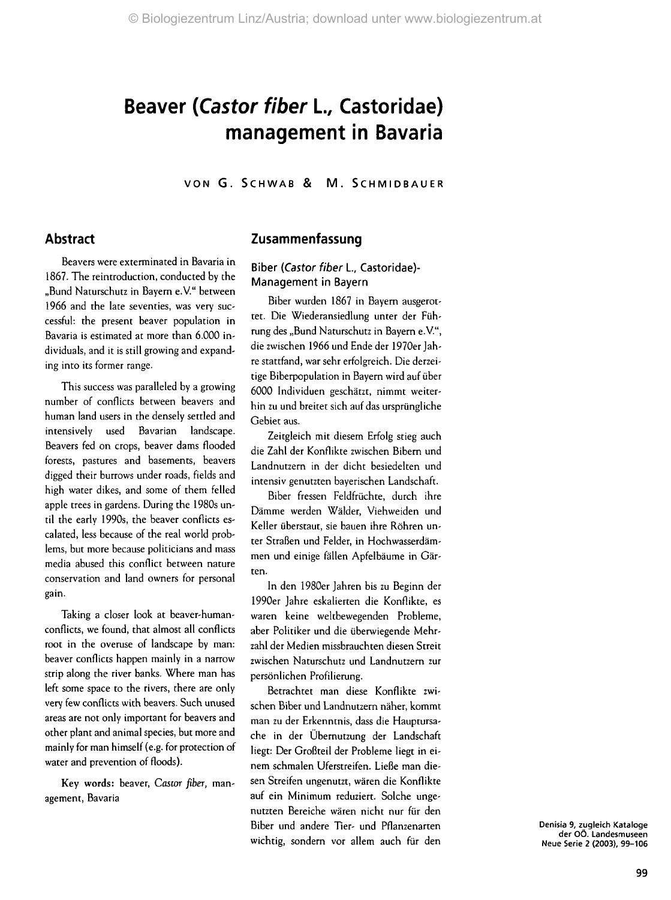# Beaver (*Castor fiber* L., Castoridae) management in Bavaria

VON G. SCHWAB & M. SCHMIDBAUER

## Abstract

Beavers were exterminated in Bavaria in 1867. The reintroduction, conducted by the „Bund Naturschutz in Bayern e.V." between 1966 and the late seventies, was very successful: the present beaver population in Bavaria is estimated at more than 6.000 individuals, and it is still growing and expanding into its former range.

This success was paralleled by a growing number of conflicts between beavers and human land users in the densely settled and intensively used Bavarian landscape. Beavers fed on crops, beaver dams flooded forests, pastures and basements, beavers digged their burrows under roads, fields and high water dikes, and some of them felled apple trees in gardens. During the 1980s until the early 1990s, the beaver conflicts escalated, less because of the real world problems, but more because politicians and mass media abused this conflict between nature conservation and land owners for personal gain.

Taking a closer look at beaver-human-conflicts, we found, that almost all conflicts root in the overuse of landscape by man: beaver conflicts happen mainly in a narrow strip along the river banks. Where man has left some space to the rivers, there are only very few conflicts with beavers. Such unused areas are not only important for beavers and other plant and animal species, but more and mainly for man himself (e.g. for protection of water and prevention of floods).

**Key words:** beaver, *Castor fiber*, management, Bavaria

## Zusammenfassung

### Biber (*Castor fiber* L., Castoridae)-Management in Bayern

Biber wurden 1867 in Bayern ausgerottet. Die Wiederansiedlung unter der Führung des „Bund Naturschutz in Bayern e.V.", die zwischen 1966 und Ende der 1970er Jahre stattfand, war sehr erfolgreich. Die derzeitige Biberpopulation in Bayern wird auf über 6000 Individuen geschätzt, nimmt weiterhin zu und breitet sich auf das ursprüngliche Gebiet aus.

Zeitgleich mit diesem Erfolg stieg auch die Zahl der Konflikte zwischen Bibern und Landnutzern in der dicht besiedelten und intensiv genutzten bayerischen Landschaft.

Biber fressen Feldfrüchte, durch ihre Dämme werden Wälder, Viehweiden und Keller überstaut, sie bauen ihre Röhren unter Straßen und Felder, in Hochwasserdämmen und einige fällen Apfelbäume in Gärten.

In den 1980er Jahren bis zu Beginn der 1990er Jahre eskalierten die Konflikte, es waren keine weltbewegenden Probleme, aber Politiker und die überwiegende Mehrzahl der Medien missbrauchten diesen Streit zwischen Naturschutz und Landnutzern zur persönlichen Profilierung.

Betrachtet man diese Konflikte zwischen Biber und Landnutzern näher, kommt man zu der Erkenntnis, dass die Hauptursache in der Übernutzung der Landschaft liegt: Der Großteil der Probleme liegt in einem schmalen Uferstreifen. Ließe man diesen Streifen ungenutzt, wären die Konflikte auf ein Minimum reduziert. Solche ungenutzten Bereiche wären nicht nur für den Biber und andere Tier- und Pflanzenarten wichtig, sondern vor allem auch für den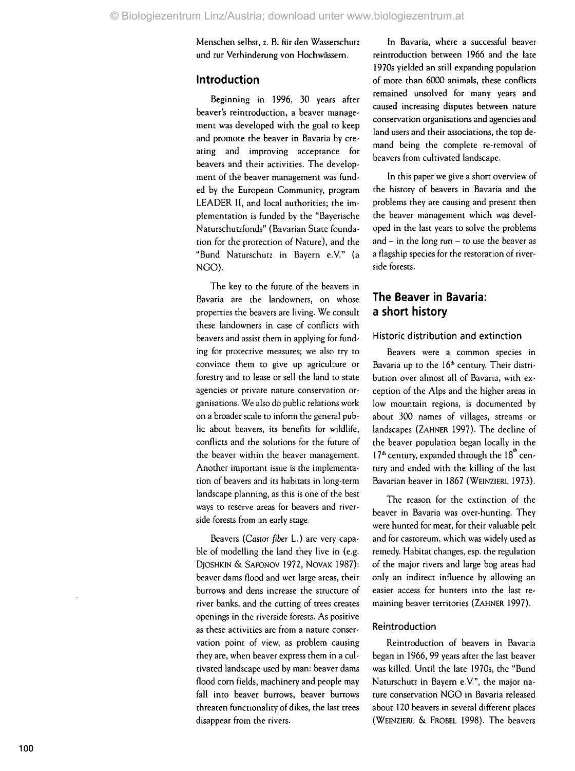Menschen selbst, z. B. für den Wasserschutz und zur Verhinderung von Hochwässern.

## Introduction

Beginning in 1996, 30 years after beaver's reintroduction, a beaver management was developed with the goal to keep and promote the beaver in Bavaria by creating and improving acceptance for beavers and their activities. The development of the beaver management was funded by the European Community, program LEADER II, and local authorities; the implementation is funded by the "Bayerische Naturschutzfonds" (Bavarian State foundation for the protection of Nature), and the "Bund Naturschutz in Bayern e.V." (a NGO).

The key to the future of the beavers in Bavaria are the landowners, on whose properties the beavers are living. We consult these landowners in case of conflicts with beavers and assist them in applying for funding for protective measures; we also try to convince them to give up agriculture or forestry and to lease or sell the land to state agencies or private nature conservation organisations. We also do public relations work on a broader scale to inform the general public about beavers, its benefits for wildlife, conflicts and the solutions for the future of the beaver within the beaver management. Another important issue is the implementation of beavers and its habitats in long-term landscape planning, as this is one of the best ways to reserve areas for beavers and riverside forests from an early stage.

Beavers (*Castor fiber* L.) are very capable of modelling the land they live in (e.g. DJOSHKIN & SAFONOV 1972, NOVAK 1987): beaver dams flood and wet large areas, their burrows and dens increase the structure of river banks, and the cutting of trees creates openings in the riverside forests. As positive as these activities are from a nature conservation point of view, as problem causing they are, when beaver express them in a cultivated landscape used by man: beaver dams flood corn fields, machinery and people may fall into beaver burrows, beaver burrows threaten functionality of dikes, the last trees disappear from the rivers.

In Bavaria, where a successful beaver reintroduction between 1966 and the late 1970s yielded an still expanding population of more than 6000 animals, these conflicts remained unsolved for many years and caused increasing disputes between nature conservation organisations and agencies and land users and their associations, the top demand being the complete re-removal of beavers from cultivated landscape.

In this paper we give a short overview of the history of beavers in Bavaria and the problems they are causing and present then the beaver management which was developed in the last years to solve the problems and – in the long run – to use the beaver as a flagship species for the restoration of riverside forests.

## The Beaver in Bavaria: a short history

### Historic distribution and extinction

Beavers were a common species in Bavaria up to the 16th century. Their distribution over almost all of Bavaria, with exception of the Alps and the higher areas in low mountain regions, is documented by about 300 names of villages, streams or landscapes (ZAHNER 1997). The decline of the beaver population began locally in the 17th century, expanded through the 18th century and ended with the killing of the last Bavarian beaver in 1867 (WEINZIERL 1973).

The reason for the extinction of the beaver in Bavaria was over-hunting. They were hunted for meat, for their valuable pelt and for castoreum, which was widely used as remedy. Habitat changes, esp. the regulation of the major rivers and large bog areas had only an indirect influence by allowing an easier access for hunters into the last remaining beaver territories (ZAHNER 1997).

### Reintroduction

Reintroduction of beavers in Bavaria began in 1966, 99 years after the last beaver was killed. Until the late 1970s, the "Bund Naturschutz in Bayern e.V.", the major nature conservation NGO in Bavaria released about 120 beavers in several different places (WEINZIERL & FROBEL 1998). The beavers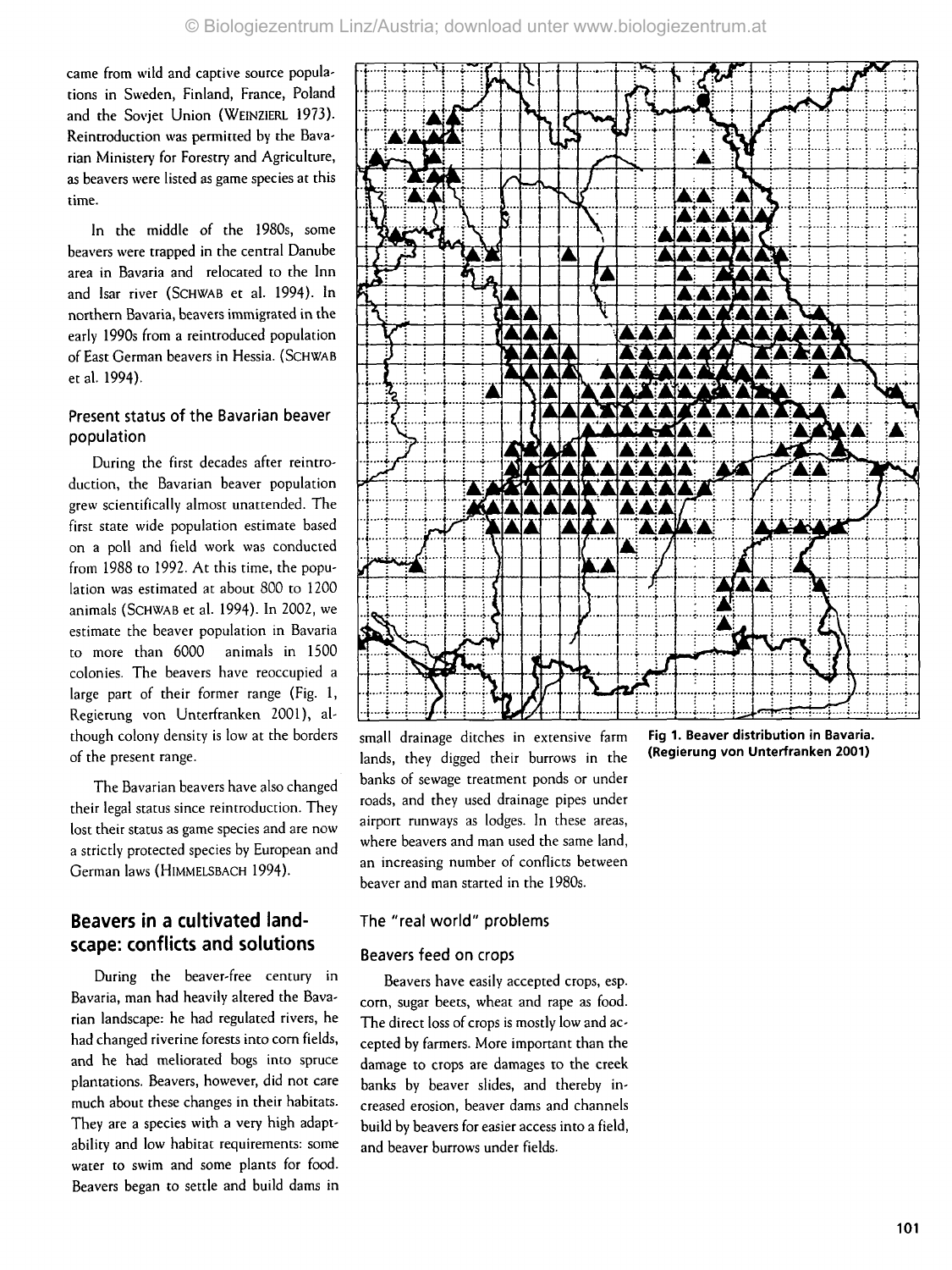came from wild and captive source populations in Sweden, Finland, France, Poland and the Sovjet Union (WEINZIERL 1973). Reintroduction was permitted by the Bavarian Ministery for Forestry and Agriculture, as beavers were listed as game species at this time.

In the middle of the 1980s, some beavers were trapped in the central Danube area in Bavaria and relocated to the Inn and Isar river (SCHWAB et al. 1994). In northern Bavaria, beavers immigrated in the early 1990s from a reintroduced population of East German beavers in Hessia. (SCHWAB et al. 1994).

### Present status of the Bavarian beaver population

During the first decades after reintroduction, the Bavarian beaver population grew scientifically almost unattended. The first state wide population estimate based on a poll and field work was conducted from 1988 to 1992. At this time, the population was estimated at about 800 to 1200 animals (SCHWAB et al. 1994). In 2002, we estimate the beaver population in Bavaria to more than 6000 animals in 1500 colonies. The beavers have reoccupied a large part of their former range (Fig. 1, Regierung von Unterfranken 2001), although colony density is low at the borders of the present range.

The Bavarian beavers have also changed their legal status since reintroduction. They lost their status as game species and are now a strictly protected species by European and German laws (HIMMELSBACH 1994).

## Beavers in a cultivated landscape: conflicts and solutions

During the beaver-free century in Bavaria, man had heavily altered the Bavarian landscape: he had regulated rivers, he had changed riverine forests into corn fields, and he had meliorated bogs into spruce plantations. Beavers, however, did not care much about these changes in their habitats. They are a species with a very high adaptability and low habitat requirements: some water to swim and some plants for food. Beavers began to settle and build dams in small drainage ditches in extensive farm lands, they digged their burrows in the banks of sewage treatment ponds or under roads, and they used drainage pipes under airport runways as lodges. In these areas, where beavers and man used the same land, an increasing number of conflicts between beaver and man started in the 1980s.

**Fig 1. Beaver distribution in Bavaria. (Regierung von Unterfranken 2001)**

### The "real world" problems

### Beavers feed on crops

Beavers have easily accepted crops, esp. corn, sugar beets, wheat and rape as food. The direct loss of crops is mostly low and accepted by farmers. More important than the damage to crops are damages to the creek banks by beaver slides, and thereby increased erosion, beaver dams and channels build by beavers for easier access into a field, and beaver burrows under fields.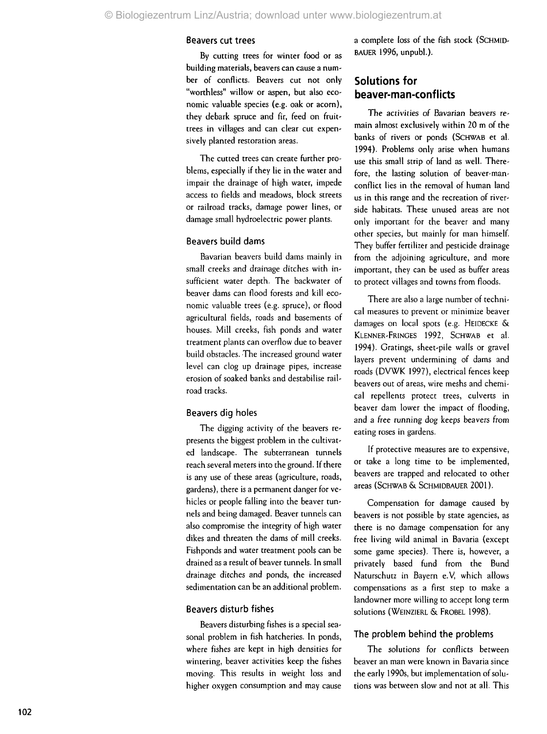### Beavers cut trees

By cutting trees for winter food or as building materials, beavers can cause a number of conflicts. Beavers cut not only "worthless" willow or aspen, but also economic valuable species (e.g. oak or acorn), they debark spruce and fir, feed on fruit-trees in villages and can clear cut expensively planted restoration areas.

The cutted trees can create further problems, especially if they lie in the water and impair the drainage of high water, impede access to fields and meadows, block streets or railroad tracks, damage power lines, or damage small hydroelectric power plants.

### Beavers build dams

Bavarian beavers build dams mainly in small creeks and drainage ditches with insufficient water depth. The backwater of beaver dams can flood forests and kill economic valuable trees (e.g. spruce), or flood agricultural fields, roads and basements of houses. Mill creeks, fish ponds and water treatment plants can overflow due to beaver build obstacles. The increased ground water level can clog up drainage pipes, increase erosion of soaked banks and destabilise railroad tracks.

### Beavers dig holes

The digging activity of the beavers represents the biggest problem in the cultivated landscape. The subterranean tunnels reach several meters into the ground. If there is any use of these areas (agriculture, roads, gardens), there is a permanent danger for vehicles or people falling into the beaver tunnels and being damaged. Beaver tunnels can also compromise the integrity of high water dikes and threaten the dams of mill creeks. Fishponds and water treatment pools can be drained as a result of beaver tunnels. In small drainage ditches and ponds, the increased sedimentation can be an additional problem.

### Beavers disturb fishes

Beavers disturbing fishes is a special seasonal problem in fish hatcheries. In ponds, where fishes are kept in high densities for wintering, beaver activities keep the fishes moving. This results in weight loss and higher oxygen consumption and may cause a complete loss of the fish stock (SCHMIDBAUER 1996, unpubl.).

## Solutions for beaver-man-conflicts

The activities of Bavarian beavers remain almost exclusively within 20 m of the banks of rivers or ponds (SCHWAB et al. 1994). Problems only arise when humans use this small strip of land as well. Therefore, the lasting solution of beaver-man-conflict lies in the removal of human land us in this range and the recreation of riverside habitats. These unused areas are not only important for the beaver and many other species, but mainly for man himself. They buffer fertilizer and pesticide drainage from the adjoining agriculture, and more important, they can be used as buffer areas to protect villages and towns from floods.

There are also a large number of technical measures to prevent or minimize beaver damages on local spots (e.g. HEIDECKE & KLENNER-FRINGES 1992, SCHWAB et al. 1994). Gratings, sheet-pile walls or gravel layers prevent undermining of dams and roads (DVWK 1997), electrical fences keep beavers out of areas, wire meshs and chemical repellents protect trees, culverts in beaver dam lower the impact of flooding, and a free running dog keeps beavers from eating roses in gardens.

If protective measures are to expensive, or take a long time to be implemented, beavers are trapped and relocated to other areas (SCHWAB & SCHMIDBAUER 2001).

Compensation for damage caused by beavers is not possible by state agencies, as there is no damage compensation for any free living wild animal in Bavaria (except some game species). There is, however, a privately based fund from the Bund Naturschutz in Bayern e.V, which allows compensations as a first step to make a landowner more willing to accept long term solutions (WEINZIERL & FROBEL 1998).

### The problem behind the problems

The solutions for conflicts between beaver an man were known in Bavaria since the early 1990s, but implementation of solutions was between slow and not at all. This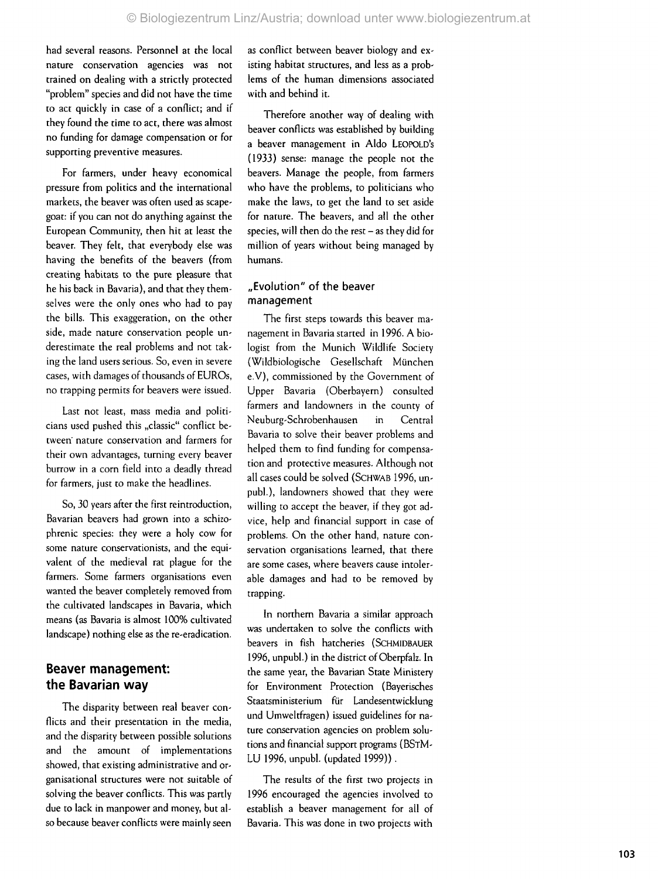had several reasons. Personnel at the local nature conservation agencies was not trained on dealing with a strictly protected "problem" species and did not have the time to act quickly in case of a conflict; and if they found the time to act, there was almost no funding for damage compensation or for supporting preventive measures.

For farmers, under heavy economical pressure from politics and the international markets, the beaver was often used as scapegoat: if you can not do anything against the European Community, then hit at least the beaver. They felt, that everybody else was having the benefits of the beavers (from creating habitats to the pure pleasure that he his back in Bavaria), and that they themselves were the only ones who had to pay the bills. This exaggeration, on the other side, made nature conservation people underestimate the real problems and not taking the land users serious. So, even in severe cases, with damages of thousands of EUROs, no trapping permits for beavers were issued.

Last not least, mass media and politicians used pushed this „classic" conflict between nature conservation and farmers for their own advantages, turning every beaver burrow in a corn field into a deadly thread for farmers, just to make the headlines.

So, 30 years after the first reintroduction, Bavarian beavers had grown into a schizophrenic species: they were a holy cow for some nature conservationists, and the equivalent of the medieval rat plague for the farmers. Some farmers organisations even wanted the beaver completely removed from the cultivated landscapes in Bavaria, which means (as Bavaria is almost 100% cultivated landscape) nothing else as the re-eradication.

## Beaver management: the Bavarian way

The disparity between real beaver conflicts and their presentation in the media, and the disparity between possible solutions and the amount of implementations showed, that existing administrative and organisational structures were not suitable of solving the beaver conflicts. This was partly due to lack in manpower and money, but also because beaver conflicts were mainly seen as conflict between beaver biology and existing habitat structures, and less as a problems of the human dimensions associated with and behind it.

Therefore another way of dealing with beaver conflicts was established by building a beaver management in Aldo LEOPOLD's (1933) sense: manage the people not the beavers. Manage the people, from farmers who have the problems, to politicians who make the laws, to get the land to set aside for nature. The beavers, and all the other species, will then do the rest – as they did for million of years without being managed by humans.

### „Evolution" of the beaver management

The first steps towards this beaver management in Bavaria started in 1996. A biologist from the Munich Wildlife Society (Wildbiologische Gesellschaft München e.V), commissioned by the Government of Upper Bavaria (Oberbayern) consulted farmers and landowners in the county of Neuburg-Schrobenhausen in Central Bavaria to solve their beaver problems and helped them to find funding for compensation and protective measures. Although not all cases could be solved (SCHWAB 1996, unpubl.), landowners showed that they were willing to accept the beaver, if they got advice, help and financial support in case of problems. On the other hand, nature conservation organisations learned, that there are some cases, where beavers cause intolerable damages and had to be removed by trapping.

In northern Bavaria a similar approach was undertaken to solve the conflicts with beavers in fish hatcheries (SCHMIDBAUER 1996, unpubl.) in the district of Oberpfalz. In the same year, the Bavarian State Ministery for Environment Protection (Bayerisches Staatsministerium für Landesentwicklung und Umweltfragen) issued guidelines for nature conservation agencies on problem solutions and financial support programs (BSTMLU 1996, unpubl. (updated 1999)) .

The results of the first two projects in 1996 encouraged the agencies involved to establish a beaver management for all of Bavaria. This was done in two projects with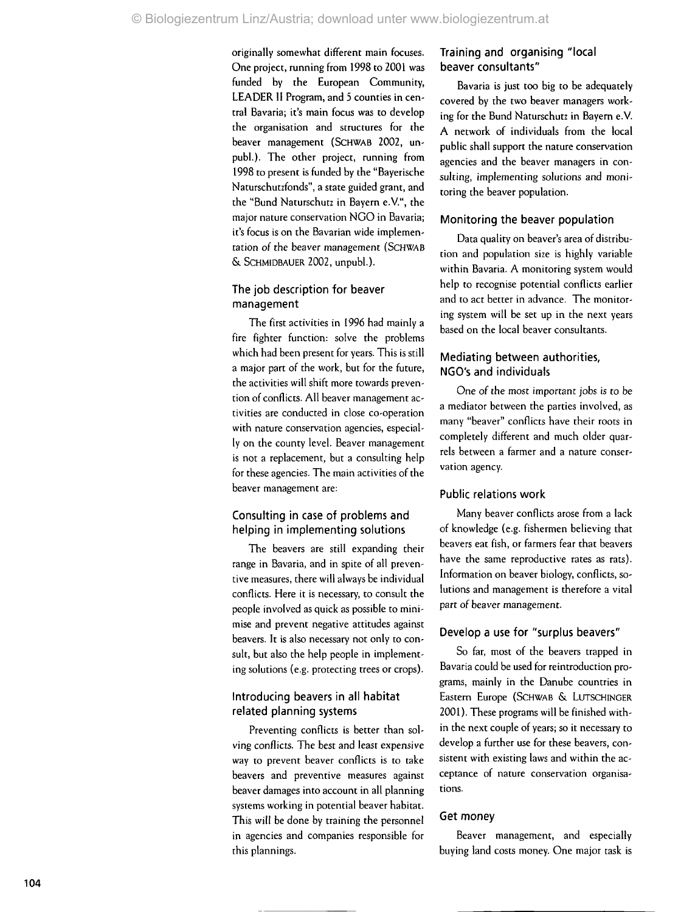originally somewhat different main focuses. One project, running from 1998 to 2001 was funded by the European Community, LEADER II Program, and 5 counties in central Bavaria; it's main focus was to develop the organisation and structures for the beaver management (SCHWAB 2002, unpubl.). The other project, running from 1998 to present is funded by the "Bayerische Naturschutzfonds", a state guided grant, and the "Bund Naturschutz in Bayern e.V.", the major nature conservation NGO in Bavaria; it's focus is on the Bavarian wide implementation of the beaver management (SCHWAB & SCHMIDBAUER 2002, unpubl.).

### The job description for beaver management

The first activities in 1996 had mainly a fire fighter function: solve the problems which had been present for years. This is still a major part of the work, but for the future, the activities will shift more towards prevention of conflicts. All beaver management activities are conducted in close co-operation with nature conservation agencies, especially on the county level. Beaver management is not a replacement, but a consulting help for these agencies. The main activities of the beaver management are:

### Consulting in case of problems and helping in implementing solutions

The beavers are still expanding their range in Bavaria, and in spite of all preventive measures, there will always be individual conflicts. Here it is necessary, to consult the people involved as quick as possible to minimise and prevent negative attitudes against beavers. It is also necessary not only to consult, but also the help people in implementing solutions (e.g. protecting trees or crops).

### Introducing beavers in all habitat related planning systems

Preventing conflicts is better than solving conflicts. The best and least expensive way to prevent beaver conflicts is to take beavers and preventive measures against beaver damages into account in all planning systems working in potential beaver habitat. This will be done by training the personnel in agencies and companies responsible for this plannings.

### Training and organising "local beaver consultants"

Bavaria is just too big to be adequately covered by the two beaver managers working for the Bund Naturschutz in Bayern e.V. A network of individuals from the local public shall support the nature conservation agencies and the beaver managers in consulting, implementing solutions and monitoring the beaver population.

### Monitoring the beaver population

Data quality on beaver's area of distribution and population size is highly variable within Bavaria. A monitoring system would help to recognise potential conflicts earlier and to act better in advance. The monitoring system will be set up in the next years based on the local beaver consultants.

### Mediating between authorities, NGO's and individuals

One of the most important jobs is to be a mediator between the parties involved, as many "beaver" conflicts have their roots in completely different and much older quarrels between a farmer and a nature conservation agency.

### Public relations work

Many beaver conflicts arose from a lack of knowledge (e.g. fishermen believing that beavers eat fish, or farmers fear that beavers have the same reproductive rates as rats). Information on beaver biology, conflicts, solutions and management is therefore a vital part of beaver management.

### Develop a use for "surplus beavers"

So far, most of the beavers trapped in Bavaria could be used for reintroduction programs, mainly in the Danube countries in Eastern Europe (SCHWAB & LUTSCHINGER 2001). These programs will be finished within the next couple of years; so it necessary to develop a further use for these beavers, consistent with existing laws and within the acceptance of nature conservation organisations.

### Get money

Beaver management, and especially buying land costs money. One major task is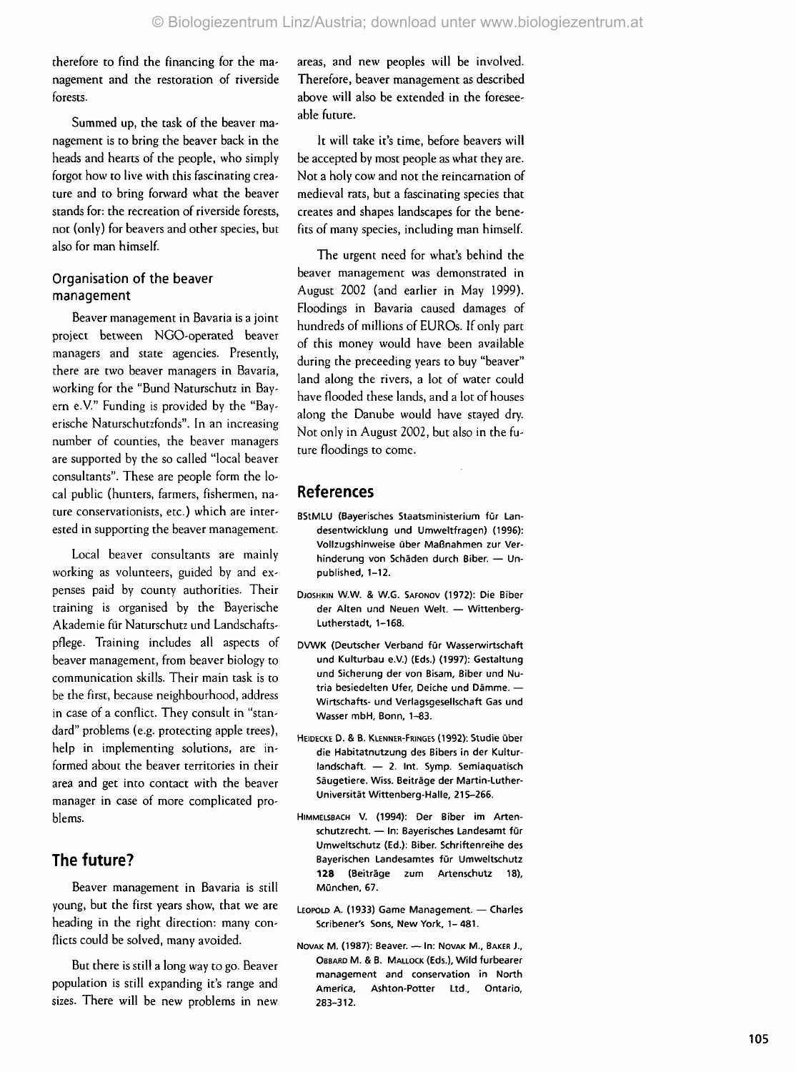therefore to find the financing for the management and the restoration of riverside forests.

Summed up, the task of the beaver management is to bring the beaver back in the heads and hearts of the people, who simply forgot how to live with this fascinating creature and to bring forward what the beaver stands for: the recreation of riverside forests, not (only) for beavers and other species, but also for man himself.

### Organisation of the beaver management

Beaver management in Bavaria is a joint project between NGO-operated beaver managers and state agencies. Presently, there are two beaver managers in Bavaria, working for the "Bund Naturschutz in Bayern e.V." Funding is provided by the "Bayerische Naturschutzfonds". In an increasing number of counties, the beaver managers are supported by the so called "local beaver consultants". These are people form the local public (hunters, farmers, fishermen, nature conservationists, etc.) which are interested in supporting the beaver management.

Local beaver consultants are mainly working as volunteers, guided by and expenses paid by county authorities. Their training is organised by the Bayerische Akademie für Naturschutz und Landschaftspflege. Training includes all aspects of beaver management, from beaver biology to communication skills. Their main task is to be the first, because neighbourhood, address in case of a conflict. They consult in "standard" problems (e.g. protecting apple trees), help in implementing solutions, are informed about the beaver territories in their area and get into contact with the beaver manager in case of more complicated problems.

## The future?

Beaver management in Bavaria is still young, but the first years show, that we are heading in the right direction: many conflicts could be solved, many avoided.

But there is still a long way to go. Beaver population is still expanding it's range and sizes. There will be new problems in new areas, and new peoples will be involved. Therefore, beaver management as described above will also be extended in the foreseeable future.

It will take it's time, before beavers will be accepted by most people as what they are. Not a holy cow and not the reincarnation of medieval rats, but a fascinating species that creates and shapes landscapes for the benefits of many species, including man himself.

The urgent need for what's behind the beaver management was demonstrated in August 2002 (and earlier in May 1999). Floodings in Bavaria caused damages of hundreds of millions of EUROs. If only part of this money would have been available during the preceeding years to buy "beaver" land along the rivers, a lot of water could have flooded these lands, and a lot of houses along the Danube would have stayed dry. Not only in August 2002, but also in the future floodings to come.

## References

BStMLU (Bayerisches Staatsministerium für Landesentwicklung und Umweltfragen) (1996): Vollzugshinweise über Maßnahmen zur Verhinderung von Schäden durch Biber. — Unpublished, 1–12.

Djoshkin W.W. & W.G. Safonov (1972): Die Biber der Alten und Neuen Welt. — Wittenberg-Lutherstadt, 1–168.

DVWK (Deutscher Verband für Wasserwirtschaft und Kulturbau e.V.) (Eds.) (1997): Gestaltung und Sicherung der von Bisam, Biber und Nutria besiedelten Ufer, Deiche und Dämme. — Wirtschafts- und Verlagsgesellschaft Gas und Wasser mbH, Bonn, 1–83.

Heidecke D. & B. Klenner-Fringes (1992): Studie über die Habitatnutzung des Bibers in der Kulturlandschaft. — 2. Int. Symp. Semiaquatisch Säugetiere. Wiss. Beiträge der Martin-Luther-Universität Wittenberg-Halle, 215–266.

Himmelsbach V. (1994): Der Biber im Artenschutzrecht. — In: Bayerisches Landesamt für Umweltschutz (Ed.): Biber. Schriftenreihe des Bayerischen Landesamtes für Umweltschutz **128** (Beiträge zum Artenschutz 18), München, 67.

Leopold A. (1933) Game Management. — Charles Scribener's Sons, New York, 1–481.

Novak M. (1987): Beaver. — In: Novak M., Baker J., Obbard M. & B. Mallock (Eds.), Wild furbearer management and conservation in North America, Ashton-Potter Ltd., Ontario, 283–312.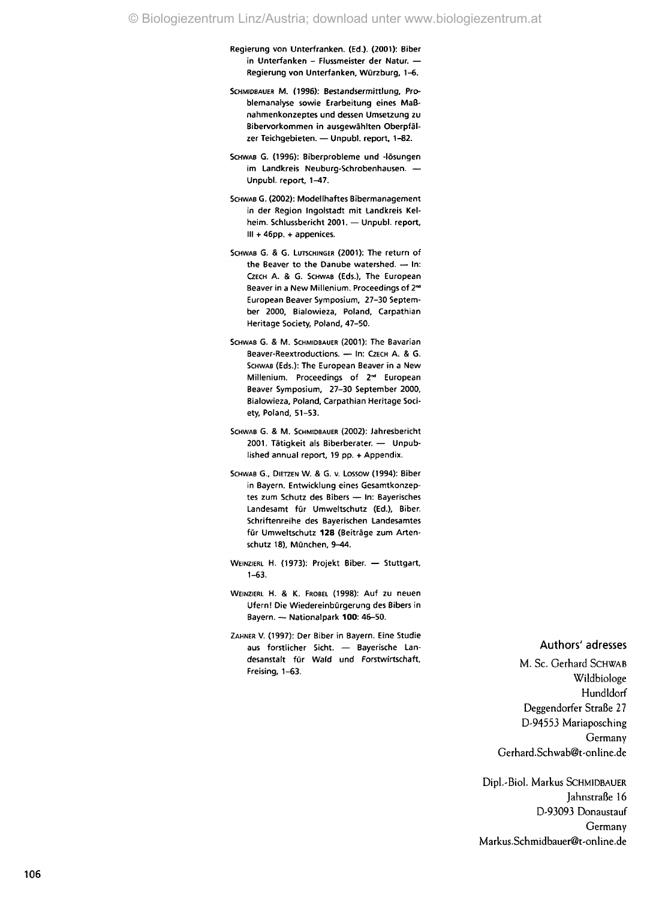Regierung von Unterfranken. (Ed.). (2001): Biber in Unterfanken – Flussmeister der Natur. — Regierung von Unterfanken, Würzburg, 1–6.

SCHMIDBAUER M. (1996): Bestandsermittlung, Problemanalyse sowie Erarbeitung eines Maßnahmenkonzeptes und dessen Umsetzung zu Bibervorkommen in ausgewählten Oberpfälzer Teichgebieten. — Unpubl. report, 1–82.

SCHWAB G. (1996): Biberprobleme und -lösungen im Landkreis Neuburg-Schrobenhausen. — Unpubl. report, 1–47.

SCHWAB G. (2002): Modellhaftes Bibermanagement in der Region Ingolstadt mit Landkreis Kelheim. Schlussbericht 2001. — Unpubl. report, III + 46pp. + appenices.

SCHWAB G. & G. LUTSCHINGER (2001): The return of the Beaver to the Danube watershed. — In: CZECH A. & G. SCHWAB (Eds.), The European Beaver in a New Millenium. Proceedings of 2nd European Beaver Symposium, 27–30 September 2000, Bialowieza, Poland, Carpathian Heritage Society, Poland, 47–50.

SCHWAB G. & M. SCHMIDBAUER (2001): The Bavarian Beaver-Reextroductions. — In: CZECH A. & G. SCHWAB (Eds.): The European Beaver in a New Millenium. Proceedings of 2nd European Beaver Symposium, 27–30 September 2000, Bialowieza, Poland, Carpathian Heritage Society, Poland, 51–53.

SCHWAB G. & M. SCHMIDBAUER (2002): Jahresbericht 2001. Tätigkeit als Biberberater. — Unpublished annual report, 19 pp. + Appendix.

SCHWAB G., DIETZEN W. & G. V. LOSSOW (1994): Biber in Bayern. Entwicklung eines Gesamtkonzeptes zum Schutz des Bibers — In: Bayerisches Landesamt für Umweltschutz (Ed.), Biber. Schriftenreihe des Bayerischen Landesamtes für Umweltschutz **128** (Beiträge zum Artenschutz 18), München, 9–44.

WEINZIERL H. (1973): Projekt Biber. — Stuttgart, 1–63.

WEINZIERL H. & K. FROBEL (1998): Auf zu neuen Ufern! Die Wiedereinbürgerung des Bibers in Bayern. — Nationalpark **100**: 46–50.

ZAHNER V. (1997): Der Biber in Bayern. Eine Studie aus forstlicher Sicht. — Bayerische Landesanstalt für Wald und Forstwirtschaft, Freising, 1–63.

## Authors' adresses

M. Sc. Gerhard SCHWAB
Wildbiologe
Hundldorf
Deggendorfer Straße 27
D-94553 Mariaposching
Germany
Gerhard.Schwab@t-online.de

Dipl.-Biol. Markus SCHMIDBAUER
Jahnstraße 16
D-93093 Donaustauf
Germany
Markus.Schmidbauer@t-online.de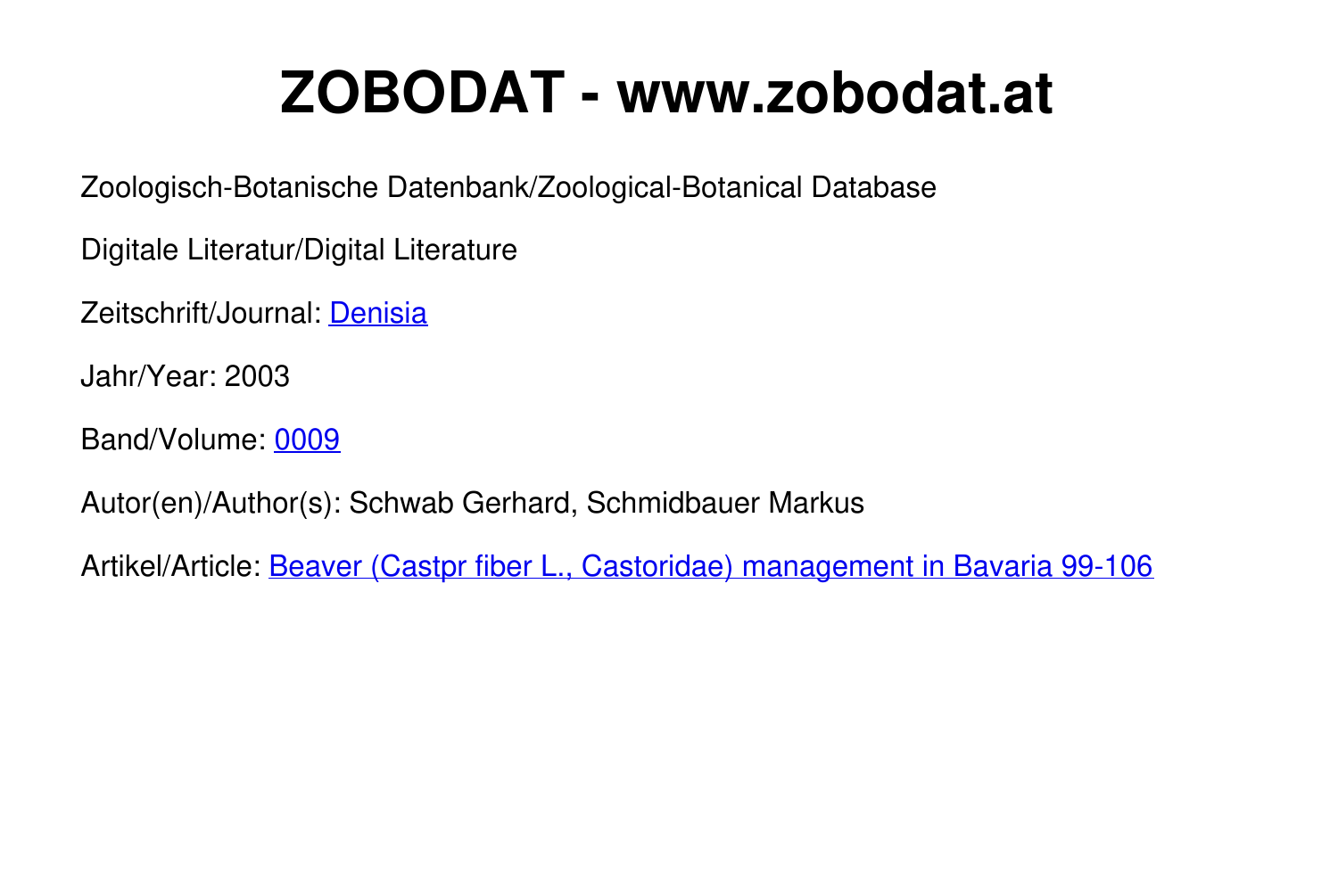# ZOBODAT - www.zobodat.at

Zoologisch-Botanische Datenbank/Zoological-Botanical Database

Digitale Literatur/Digital Literature

Zeitschrift/Journal: Denisia

Jahr/Year: 2003

Band/Volume: 0009

Autor(en)/Author(s): Schwab Gerhard, Schmidbauer Markus

Artikel/Article: Beaver (Castpr fiber L., Castoridae) management in Bavaria 99-106